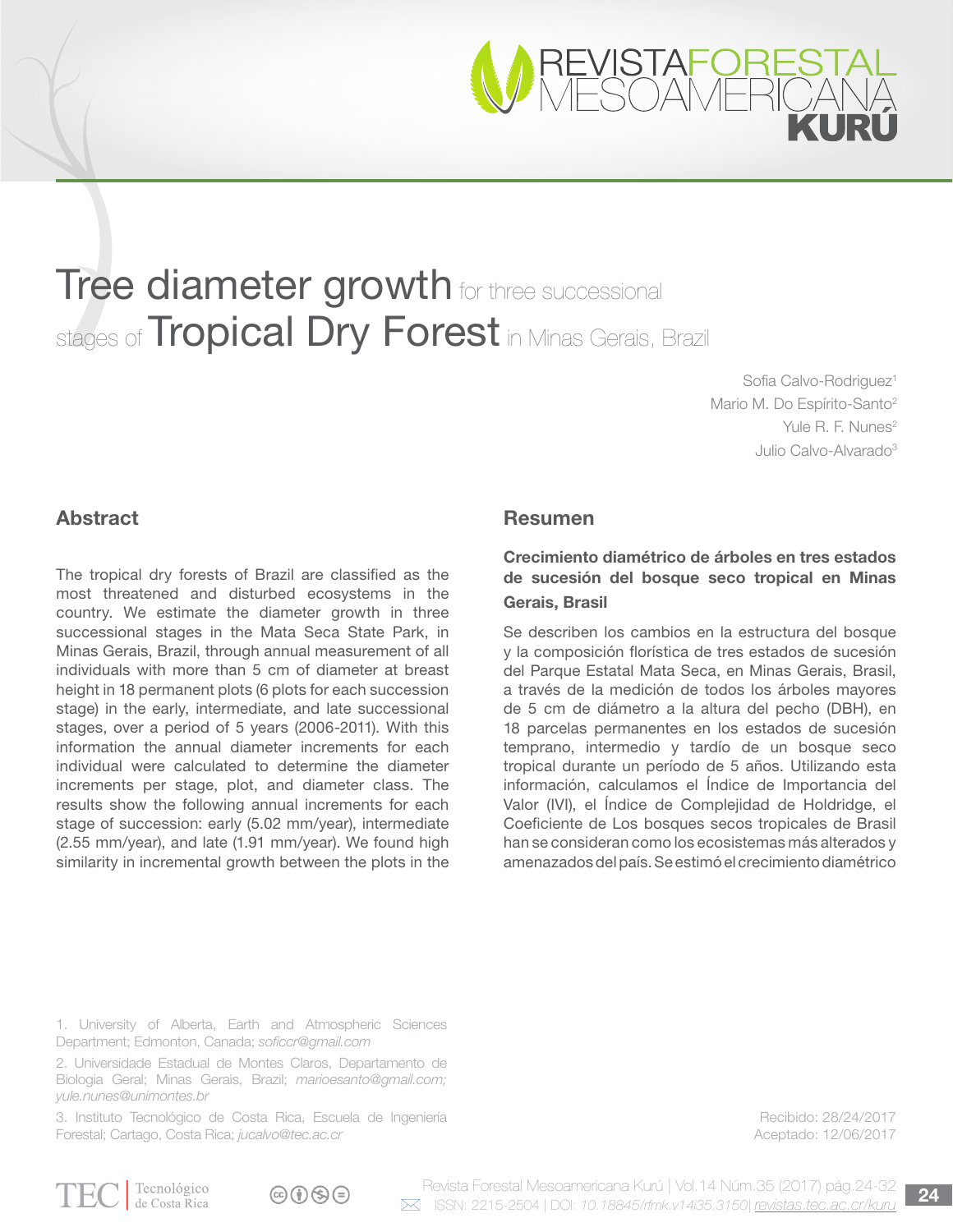# Tree diameter growth for three successional stages of Tropical Dry Forest in Minas Gerais, Brazil

Sofia Calvo-Rodriguez[1]
Mario M. Do Espírito-Santo[2]
Yule R. F. Nunes[2]
Julio Calvo-Alvarado[3]

## Abstract

The tropical dry forests of Brazil are classified as the most threatened and disturbed ecosystems in the country. We estimate the diameter growth in three successional stages in the Mata Seca State Park, in Minas Gerais, Brazil, through annual measurement of all individuals with more than 5 cm of diameter at breast height in 18 permanent plots (6 plots for each succession stage) in the early, intermediate, and late successional stages, over a period of 5 years (2006-2011). With this information the annual diameter increments for each individual were calculated to determine the diameter increments per stage, plot, and diameter class. The results show the following annual increments for each stage of succession: early (5.02 mm/year), intermediate (2.55 mm/year), and late (1.91 mm/year). We found high similarity in incremental growth between the plots in the

## Resumen

**Crecimiento diamétrico de árboles en tres estados de sucesión del bosque seco tropical en Minas Gerais, Brasil**

Se describen los cambios en la estructura del bosque y la composición florística de tres estados de sucesión del Parque Estatal Mata Seca, en Minas Gerais, Brasil, a través de la medición de todos los árboles mayores de 5 cm de diámetro a la altura del pecho (DBH), en 18 parcelas permanentes en los estados de sucesión temprano, intermedio y tardío de un bosque seco tropical durante un período de 5 años. Utilizando esta información, calculamos el Índice de Importancia del Valor (IVI), el Índice de Complejidad de Holdridge, el Coeficiente de Los bosques secos tropicales de Brasil han se consideran como los ecosistemas más alterados y amenazados del país. Se estimó el crecimiento diamétrico

1. University of Alberta, Earth and Atmospheric Sciences Department; Edmonton, Canada; *soficcr@gmail.com*

2. Universidade Estadual de Montes Claros, Departamento de Biologia Geral; Minas Gerais, Brazil; *marioesanto@gmail.com; yule.nunes@unimontes.br*

3. Instituto Tecnológico de Costa Rica, Escuela de Ingeniería Forestal; Cartago, Costa Rica; *jucalvo@tec.ac.cr*

Recibido: 28/24/2017
Aceptado: 12/06/2017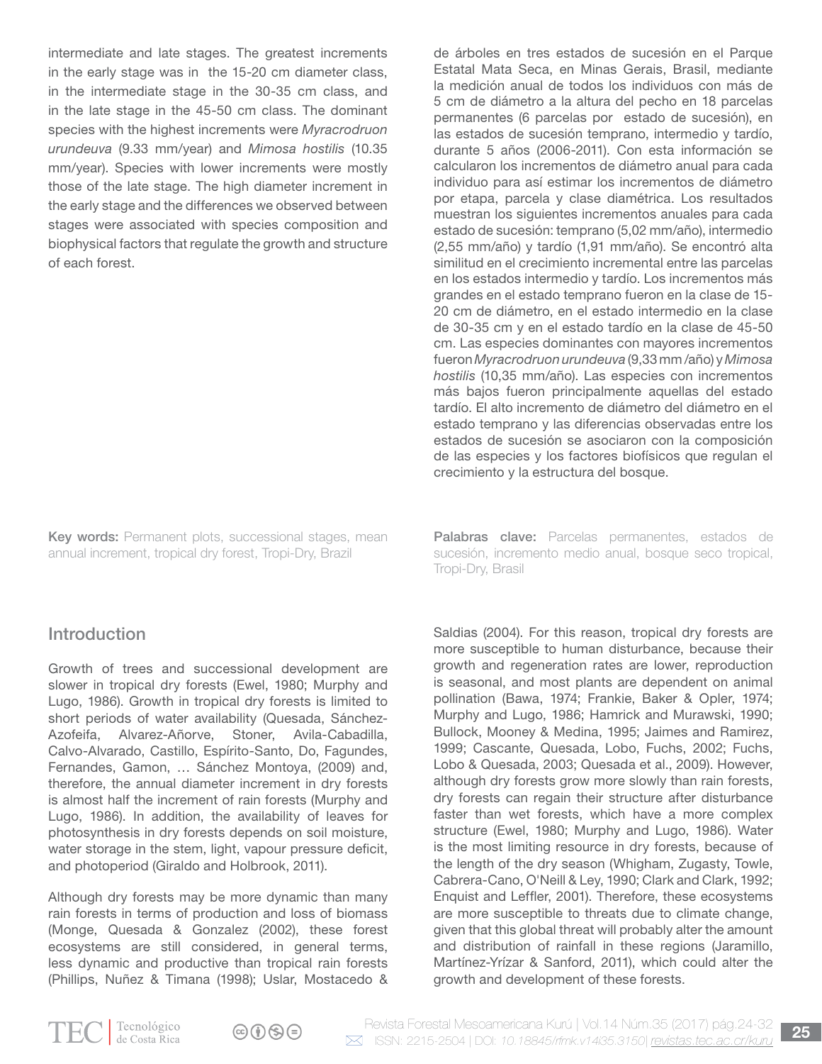intermediate and late stages. The greatest increments in the early stage was in the 15-20 cm diameter class, in the intermediate stage in the 30-35 cm class, and in the late stage in the 45-50 cm class. The dominant species with the highest increments were *Myracrodruon urundeuva* (9.33 mm/year) and *Mimosa hostilis* (10.35 mm/year). Species with lower increments were mostly those of the late stage. The high diameter increment in the early stage and the differences we observed between stages were associated with species composition and biophysical factors that regulate the growth and structure of each forest.

**Key words:** Permanent plots, successional stages, mean annual increment, tropical dry forest, Tropi-Dry, Brazil

de árboles en tres estados de sucesión en el Parque Estatal Mata Seca, en Minas Gerais, Brasil, mediante la medición anual de todos los individuos con más de 5 cm de diámetro a la altura del pecho en 18 parcelas permanentes (6 parcelas por estado de sucesión), en las estados de sucesión temprano, intermedio y tardío, durante 5 años (2006-2011). Con esta información se calcularon los incrementos de diámetro anual para cada individuo para así estimar los incrementos de diámetro por etapa, parcela y clase diamétrica. Los resultados muestran los siguientes incrementos anuales para cada estado de sucesión: temprano (5,02 mm/año), intermedio (2,55 mm/año) y tardío (1,91 mm/año). Se encontró alta similitud en el crecimiento incremental entre las parcelas en los estados intermedio y tardío. Los incrementos más grandes en el estado temprano fueron en la clase de 15-20 cm de diámetro, en el estado intermedio en la clase de 30-35 cm y en el estado tardío en la clase de 45-50 cm. Las especies dominantes con mayores incrementos fueron *Myracrodruon urundeuva* (9,33 mm /año) y *Mimosa hostilis* (10,35 mm/año). Las especies con incrementos más bajos fueron principalmente aquellas del estado tardío. El alto incremento de diámetro del diámetro en el estado temprano y las diferencias observadas entre los estados de sucesión se asociaron con la composición de las especies y los factores biofísicos que regulan el crecimiento y la estructura del bosque.

**Palabras clave:** Parcelas permanentes, estados de sucesión, incremento medio anual, bosque seco tropical, Tropi-Dry, Brasil

## Introduction

Growth of trees and successional development are slower in tropical dry forests (Ewel, 1980; Murphy and Lugo, 1986). Growth in tropical dry forests is limited to short periods of water availability (Quesada, Sánchez-Azofeifa, Alvarez-Añorve, Stoner, Avila-Cabadilla, Calvo-Alvarado, Castillo, Espírito-Santo, Do, Fagundes, Fernandes, Gamon, … Sánchez Montoya, (2009) and, therefore, the annual diameter increment in dry forests is almost half the increment of rain forests (Murphy and Lugo, 1986). In addition, the availability of leaves for photosynthesis in dry forests depends on soil moisture, water storage in the stem, light, vapour pressure deficit, and photoperiod (Giraldo and Holbrook, 2011).

Although dry forests may be more dynamic than many rain forests in terms of production and loss of biomass (Monge, Quesada & Gonzalez (2002), these forest ecosystems are still considered, in general terms, less dynamic and productive than tropical rain forests (Phillips, Nuñez & Timana (1998); Uslar, Mostacedo & Saldias (2004). For this reason, tropical dry forests are more susceptible to human disturbance, because their growth and regeneration rates are lower, reproduction is seasonal, and most plants are dependent on animal pollination (Bawa, 1974; Frankie, Baker & Opler, 1974; Murphy and Lugo, 1986; Hamrick and Murawski, 1990; Bullock, Mooney & Medina, 1995; Jaimes and Ramirez, 1999; Cascante, Quesada, Lobo, Fuchs, 2002; Fuchs, Lobo & Quesada, 2003; Quesada et al., 2009). However, although dry forests grow more slowly than rain forests, dry forests can regain their structure after disturbance faster than wet forests, which have a more complex structure (Ewel, 1980; Murphy and Lugo, 1986). Water is the most limiting resource in dry forests, because of the length of the dry season (Whigham, Zugasty, Towle, Cabrera-Cano, O'Neill & Ley, 1990; Clark and Clark, 1992; Enquist and Leffler, 2001). Therefore, these ecosystems are more susceptible to threats due to climate change, given that this global threat will probably alter the amount and distribution of rainfall in these regions (Jaramillo, Martínez-Yrízar & Sanford, 2011), which could alter the growth and development of these forests.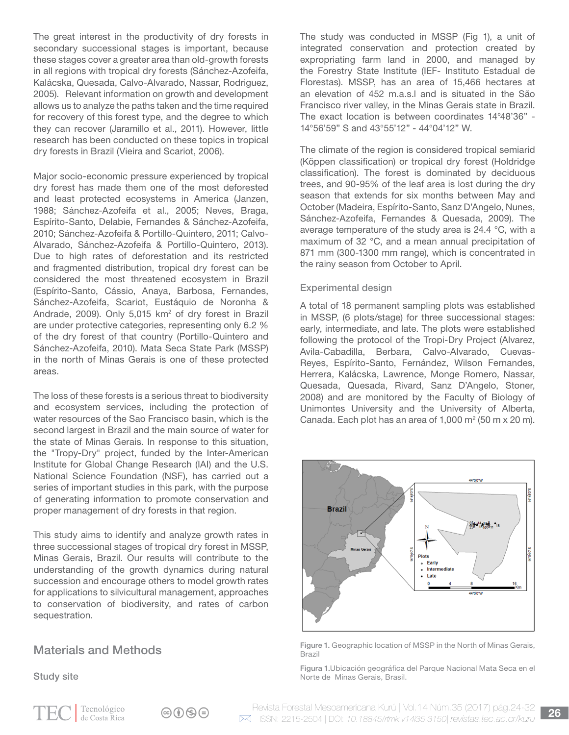The great interest in the productivity of dry forests in secondary successional stages is important, because these stages cover a greater area than old-growth forests in all regions with tropical dry forests (Sánchez-Azofeifa, Kalácska, Quesada, Calvo-Alvarado, Nassar, Rodriguez, 2005). Relevant information on growth and development allows us to analyze the paths taken and the time required for recovery of this forest type, and the degree to which they can recover (Jaramillo et al., 2011). However, little research has been conducted on these topics in tropical dry forests in Brazil (Vieira and Scariot, 2006).

Major socio-economic pressure experienced by tropical dry forest has made them one of the most deforested and least protected ecosystems in America (Janzen, 1988; Sánchez-Azofeifa et al., 2005; Neves, Braga, Espírito-Santo, Delabie, Fernandes & Sánchez-Azofeifa, 2010; Sánchez-Azofeifa & Portillo-Quintero, 2011; Calvo-Alvarado, Sánchez-Azofeifa & Portillo-Quintero, 2013). Due to high rates of deforestation and its restricted and fragmented distribution, tropical dry forest can be considered the most threatened ecosystem in Brazil (Espírito-Santo, Cássio, Anaya, Barbosa, Fernandes, Sánchez-Azofeifa, Scariot, Eustáquio de Noronha & Andrade, 2009). Only 5,015 $km^2$ of dry forest in Brazil are under protective categories, representing only 6.2 % of the dry forest of that country (Portillo-Quintero and Sánchez-Azofeifa, 2010). Mata Seca State Park (MSSP) in the north of Minas Gerais is one of these protected areas.

The loss of these forests is a serious threat to biodiversity and ecosystem services, including the protection of water resources of the Sao Francisco basin, which is the second largest in Brazil and the main source of water for the state of Minas Gerais. In response to this situation, the "Tropy-Dry" project, funded by the Inter-American Institute for Global Change Research (IAI) and the U.S. National Science Foundation (NSF), has carried out a series of important studies in this park, with the purpose of generating information to promote conservation and proper management of dry forests in that region.

This study aims to identify and analyze growth rates in three successional stages of tropical dry forest in MSSP, Minas Gerais, Brazil. Our results will contribute to the understanding of the growth dynamics during natural succession and encourage others to model growth rates for applications to silvicultural management, approaches to conservation of biodiversity, and rates of carbon sequestration.

## Materials and Methods

### Study site

The study was conducted in MSSP (Fig 1), a unit of integrated conservation and protection created by expropriating farm land in 2000, and managed by the Forestry State Institute (IEF- Instituto Estadual de Florestas). MSSP, has an area of 15,466 hectares at an elevation of 452 m.a.s.l and is situated in the São Francisco river valley, in the Minas Gerais state in Brazil. The exact location is between coordinates 14°48'36" - 14°56'59" S and 43°55'12" - 44°04'12" W.

The climate of the region is considered tropical semiarid (Köppen classification) or tropical dry forest (Holdridge classification). The forest is dominated by deciduous trees, and 90-95% of the leaf area is lost during the dry season that extends for six months between May and October (Madeira, Espírito-Santo, Sanz D'Angelo, Nunes, Sánchez-Azofeifa, Fernandes & Quesada, 2009). The average temperature of the study area is 24.4 °C, with a maximum of 32 °C, and a mean annual precipitation of 871 mm (300-1300 mm range), which is concentrated in the rainy season from October to April.

### Experimental design

A total of 18 permanent sampling plots was established in MSSP, (6 plots/stage) for three successional stages: early, intermediate, and late. The plots were established following the protocol of the Tropi-Dry Project (Alvarez, Avila-Cabadilla, Berbara, Calvo-Alvarado, Cuevas-Reyes, Espírito-Santo, Fernández, Wilson Fernandes, Herrera, Kalácska, Lawrence, Monge Romero, Nassar, Quesada, Quesada, Rivard, Sanz D'Angelo, Stoner, 2008) and are monitored by the Faculty of Biology of Unimontes University and the University of Alberta, Canada. Each plot has an area of 1,000 $m^2$ (50 m x 20 m).

Figure 1. Geographic location of MSSP in the North of Minas Gerais, Brazil

Figura 1. Ubicación geográfica del Parque Nacional Mata Seca en el Norte de Minas Gerais, Brasil.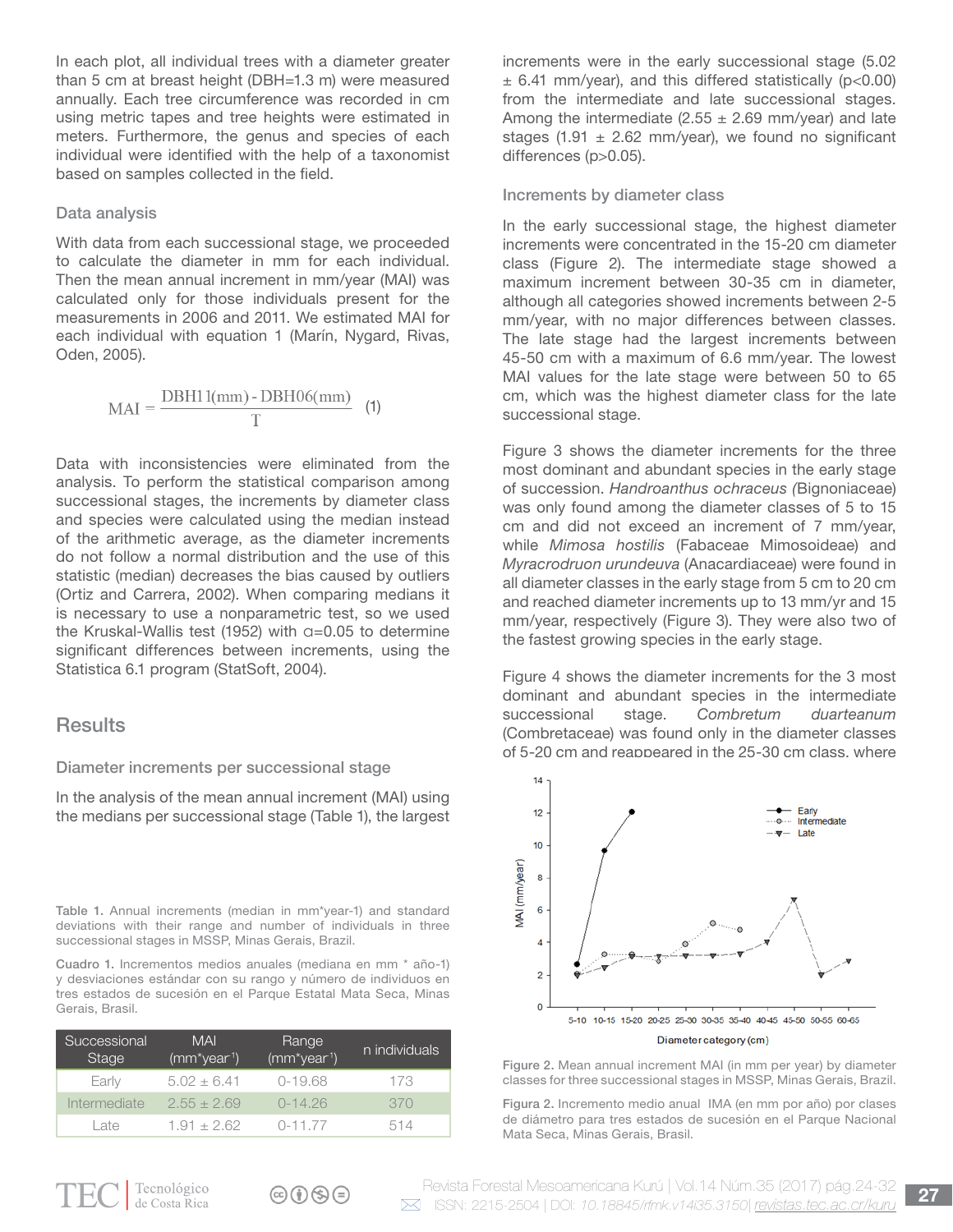In each plot, all individual trees with a diameter greater than 5 cm at breast height (DBH=1.3 m) were measured annually. Each tree circumference was recorded in cm using metric tapes and tree heights were estimated in meters. Furthermore, the genus and species of each individual were identified with the help of a taxonomist based on samples collected in the field.

### Data analysis

With data from each successional stage, we proceeded to calculate the diameter in mm for each individual. Then the mean annual increment in mm/year (MAI) was calculated only for those individuals present for the measurements in 2006 and 2011. We estimated MAI for each individual with equation 1 (Marín, Nygard, Rivas, Oden, 2005).

$$MAI = \frac{DBH11(mm) - DBH06(mm)}{T} \quad (1)$$

Data with inconsistencies were eliminated from the analysis. To perform the statistical comparison among successional stages, the increments by diameter class and species were calculated using the median instead of the arithmetic average, as the diameter increments do not follow a normal distribution and the use of this statistic (median) decreases the bias caused by outliers (Ortiz and Carrera, 2002). When comparing medians it is necessary to use a nonparametric test, so we used the Kruskal-Wallis test (1952) with $\alpha$=0.05 to determine significant differences between increments, using the Statistica 6.1 program (StatSoft, 2004).

## Results

### Diameter increments per successional stage

In the analysis of the mean annual increment (MAI) using the medians per successional stage (Table 1), the largest increments were in the early successional stage (5.02 ± 6.41 mm/year), and this differed statistically ($p<0.00$) from the intermediate and late successional stages. Among the intermediate (2.55 ± 2.69 mm/year) and late stages (1.91 ± 2.62 mm/year), we found no significant differences ($p>0.05$).

Table 1. Annual increments (median in mm*year-1) and standard deviations with their range and number of individuals in three successional stages in MSSP, Minas Gerais, Brazil.

Cuadro 1. Incrementos medios anuales (mediana en mm * año-1) y desviaciones estándar con su rango y número de individuos en tres estados de sucesión en el Parque Estatal Mata Seca, Minas Gerais, Brasil.

| Successional Stage | MAI (mm*year$^{-1}$) | Range (mm*year$^{-1}$) | n individuals |
|---|---|---|---|
| Early | 5.02 ± 6.41 | 0-19.68 | 173 |
| Intermediate | 2.55 ± 2.69 | 0-14.26 | 370 |
| Late | 1.91 ± 2.62 | 0-11.77 | 514 |

### Increments by diameter class

In the early successional stage, the highest diameter increments were concentrated in the 15-20 cm diameter class (Figure 2). The intermediate stage showed a maximum increment between 30-35 cm in diameter, although all categories showed increments between 2-5 mm/year, with no major differences between classes. The late stage had the largest increments between 45-50 cm with a maximum of 6.6 mm/year. The lowest MAI values for the late stage were between 50 to 65 cm, which was the highest diameter class for the late successional stage.

Figure 3 shows the diameter increments for the three most dominant and abundant species in the early stage of succession. *Handroanthus ochraceus* (Bignoniaceae) was only found among the diameter classes of 5 to 15 cm and did not exceed an increment of 7 mm/year, while *Mimosa hostilis* (Fabaceae Mimosoideae) and *Myracrodruon urundeuva* (Anacardiaceae) were found in all diameter classes in the early stage from 5 cm to 20 cm and reached diameter increments up to 13 mm/yr and 15 mm/year, respectively (Figure 3). They were also two of the fastest growing species in the early stage.

Figure 4 shows the diameter increments for the 3 most dominant and abundant species in the intermediate successional stage. *Combretum duarteanum* (Combretaceae) was found only in the diameter classes of 5-20 cm and reappeared in the 25-30 cm class, where

Figure 2. Mean annual increment MAI (in mm per year) by diameter classes for three successional stages in MSSP, Minas Gerais, Brazil.

Figura 2. Incremento medio anual IMA (en mm por año) por clases de diámetro para tres estados de sucesión en el Parque Nacional Mata Seca, Minas Gerais, Brasil.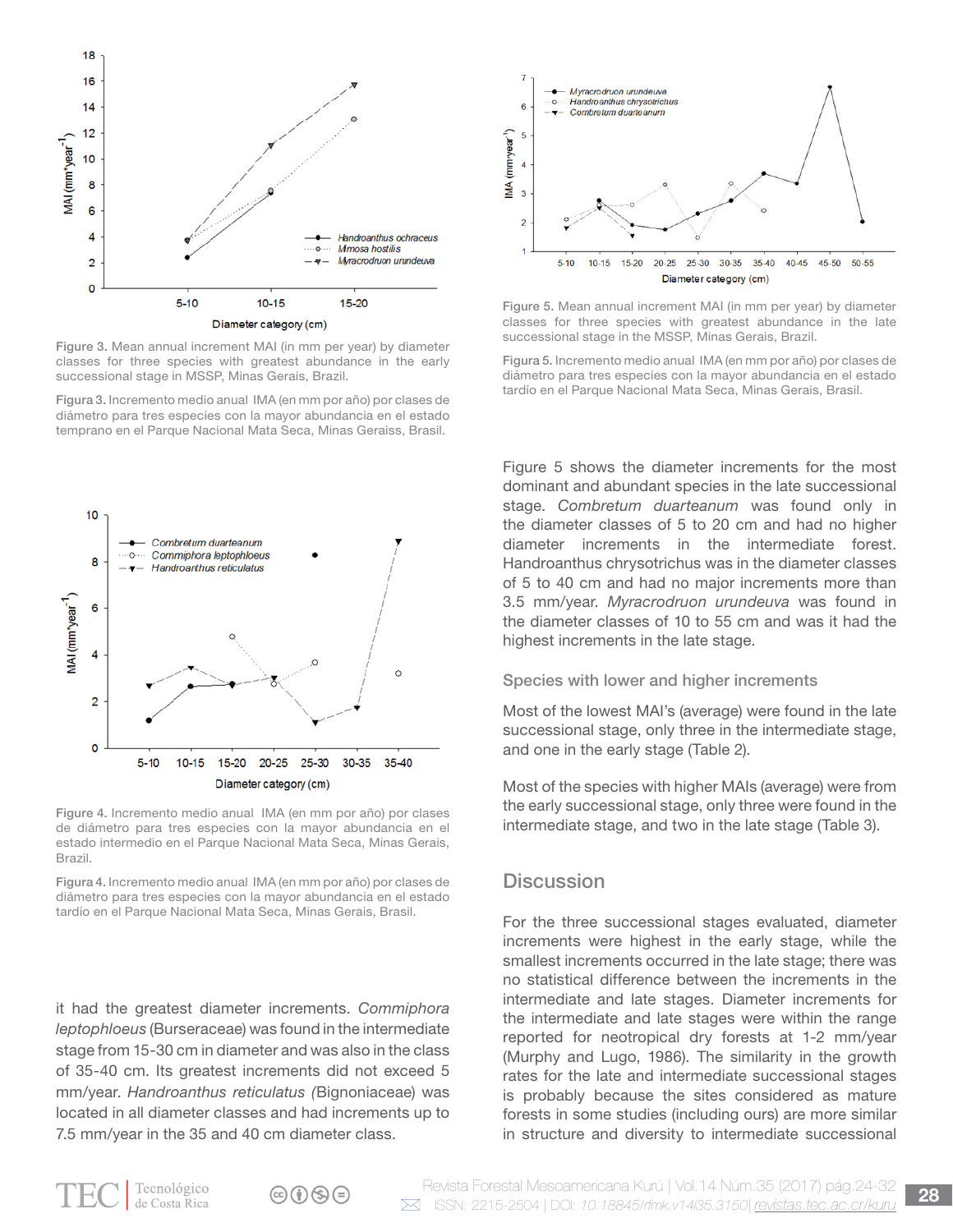Figure 3. Mean annual increment MAI (in mm per year) by diameter classes for three species with greatest abundance in the early successional stage in MSSP, Minas Gerais, Brazil.

Figura 3. Incremento medio anual IMA (en mm por año) por clases de diámetro para tres especies con la mayor abundancia en el estado temprano en el Parque Nacional Mata Seca, Minas Geraiss, Brasil.

Figure 4. Incremento medio anual IMA (en mm por año) por clases de diámetro para tres especies con la mayor abundancia en el estado intermedio en el Parque Nacional Mata Seca, Minas Gerais, Brazil.

Figura 4. Incremento medio anual IMA (en mm por año) por clases de diámetro para tres especies con la mayor abundancia en el estado tardío en el Parque Nacional Mata Seca, Minas Gerais, Brasil.

it had the greatest diameter increments. *Commiphora leptophloeus* (Burseraceae) was found in the intermediate stage from 15-30 cm in diameter and was also in the class of 35-40 cm. Its greatest increments did not exceed 5 mm/year. *Handroanthus reticulatus (*Bignoniaceae) was located in all diameter classes and had increments up to 7.5 mm/year in the 35 and 40 cm diameter class.

Figure 5. Mean annual increment MAI (in mm per year) by diameter classes for three species with greatest abundance in the late successional stage in the MSSP, Minas Gerais, Brazil.

Figura 5. Incremento medio anual IMA (en mm por año) por clases de diámetro para tres especies con la mayor abundancia en el estado tardío en el Parque Nacional Mata Seca, Minas Gerais, Brasil.

Figure 5 shows the diameter increments for the most dominant and abundant species in the late successional stage. *Combretum duarteanum* was found only in the diameter classes of 5 to 20 cm and had no higher diameter increments in the intermediate forest. Handroanthus chrysotrichus was in the diameter classes of 5 to 40 cm and had no major increments more than 3.5 mm/year. *Myracrodruon urundeuva* was found in the diameter classes of 10 to 55 cm and was it had the highest increments in the late stage.

### Species with lower and higher increments

Most of the lowest MAI's (average) were found in the late successional stage, only three in the intermediate stage, and one in the early stage (Table 2).

Most of the species with higher MAIs (average) were from the early successional stage, only three were found in the intermediate stage, and two in the late stage (Table 3).

## Discussion

For the three successional stages evaluated, diameter increments were highest in the early stage, while the smallest increments occurred in the late stage; there was no statistical difference between the increments in the intermediate and late stages. Diameter increments for the intermediate and late stages were within the range reported for neotropical dry forests at 1-2 mm/year (Murphy and Lugo, 1986). The similarity in the growth rates for the late and intermediate successional stages is probably because the sites considered as mature forests in some studies (including ours) are more similar in structure and diversity to intermediate successional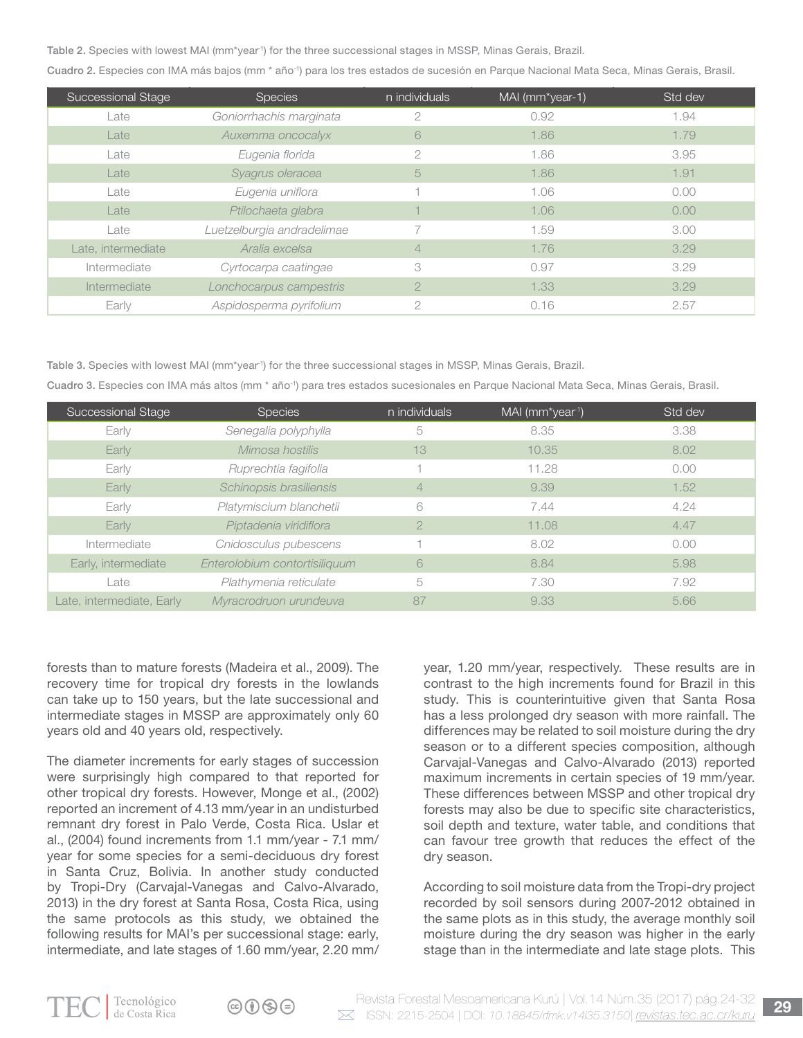Table 2. Species with lowest MAI (mm*year$^{-1}$) for the three successional stages in MSSP, Minas Gerais, Brazil.

Cuadro 2. Especies con IMA más bajos (mm * año$^{-1}$) para los tres estados de sucesión en Parque Nacional Mata Seca, Minas Gerais, Brasil.

| Successional Stage | Species | n individuals | MAI (mm*year-1) | Std dev |
|---|---|---|---|---|
| Late | *Goniorrhachis marginata* | 2 | 0.92 | 1.94 |
| Late | *Auxemma oncocalyx* | 6 | 1.86 | 1.79 |
| Late | *Eugenia florida* | 2 | 1.86 | 3.95 |
| Late | *Syagrus oleracea* | 5 | 1.86 | 1.91 |
| Late | *Eugenia uniflora* | 1 | 1.06 | 0.00 |
| Late | *Ptilochaeta glabra* | 1 | 1.06 | 0.00 |
| Late | *Luetzelburgia andradelimae* | 7 | 1.59 | 3.00 |
| Late, intermediate | *Aralia excelsa* | 4 | 1.76 | 3.29 |
| Intermediate | *Cyrtocarpa caatingae* | 3 | 0.97 | 3.29 |
| Intermediate | *Lonchocarpus campestris* | 2 | 1.33 | 3.29 |
| Early | *Aspidosperma pyrifolium* | 2 | 0.16 | 2.57 |

Table 3. Species with lowest MAI (mm*year$^{-1}$) for the three successional stages in MSSP, Minas Gerais, Brazil.

Cuadro 3. Especies con IMA más altos (mm * año$^{-1}$) para tres estados sucesionales en Parque Nacional Mata Seca, Minas Gerais, Brasil.

| Successional Stage | Species | n individuals | MAI (mm*year$^{-1}$) | Std dev |
|---|---|---|---|---|
| Early | *Senegalia polyphylla* | 5 | 8.35 | 3.38 |
| Early | *Mimosa hostilis* | 13 | 10.35 | 8.02 |
| Early | *Ruprechtia fagifolia* | 1 | 11.28 | 0.00 |
| Early | *Schinopsis brasiliensis* | 4 | 9.39 | 1.52 |
| Early | *Platymiscium blanchetii* | 6 | 7.44 | 4.24 |
| Early | *Piptadenia viridiflora* | 2 | 11.08 | 4.47 |
| Intermediate | *Cnidosculus pubescens* | 1 | 8.02 | 0.00 |
| Early, intermediate | *Enterolobium contortisiliquum* | 6 | 8.84 | 5.98 |
| Late | *Plathymenia reticulate* | 5 | 7.30 | 7.92 |
| Late, intermediate, Early | *Myracrodruon urundeuva* | 87 | 9.33 | 5.66 |

forests than to mature forests (Madeira et al., 2009). The recovery time for tropical dry forests in the lowlands can take up to 150 years, but the late successional and intermediate stages in MSSP are approximately only 60 years old and 40 years old, respectively.

The diameter increments for early stages of succession were surprisingly high compared to that reported for other tropical dry forests. However, Monge et al., (2002) reported an increment of 4.13 mm/year in an undisturbed remnant dry forest in Palo Verde, Costa Rica. Uslar et al., (2004) found increments from 1.1 mm/year - 7.1 mm/year for some species for a semi-deciduous dry forest in Santa Cruz, Bolivia. In another study conducted by Tropi-Dry (Carvajal-Vanegas and Calvo-Alvarado, 2013) in the dry forest at Santa Rosa, Costa Rica, using the same protocols as this study, we obtained the following results for MAI's per successional stage: early, intermediate, and late stages of 1.60 mm/year, 2.20 mm/year, 1.20 mm/year, respectively. These results are in contrast to the high increments found for Brazil in this study. This is counterintuitive given that Santa Rosa has a less prolonged dry season with more rainfall. The differences may be related to soil moisture during the dry season or to a different species composition, although Carvajal-Vanegas and Calvo-Alvarado (2013) reported maximum increments in certain species of 19 mm/year. These differences between MSSP and other tropical dry forests may also be due to specific site characteristics, soil depth and texture, water table, and conditions that can favour tree growth that reduces the effect of the dry season.

According to soil moisture data from the Tropi-dry project recorded by soil sensors during 2007-2012 obtained in the same plots as in this study, the average monthly soil moisture during the dry season was higher in the early stage than in the intermediate and late stage plots. This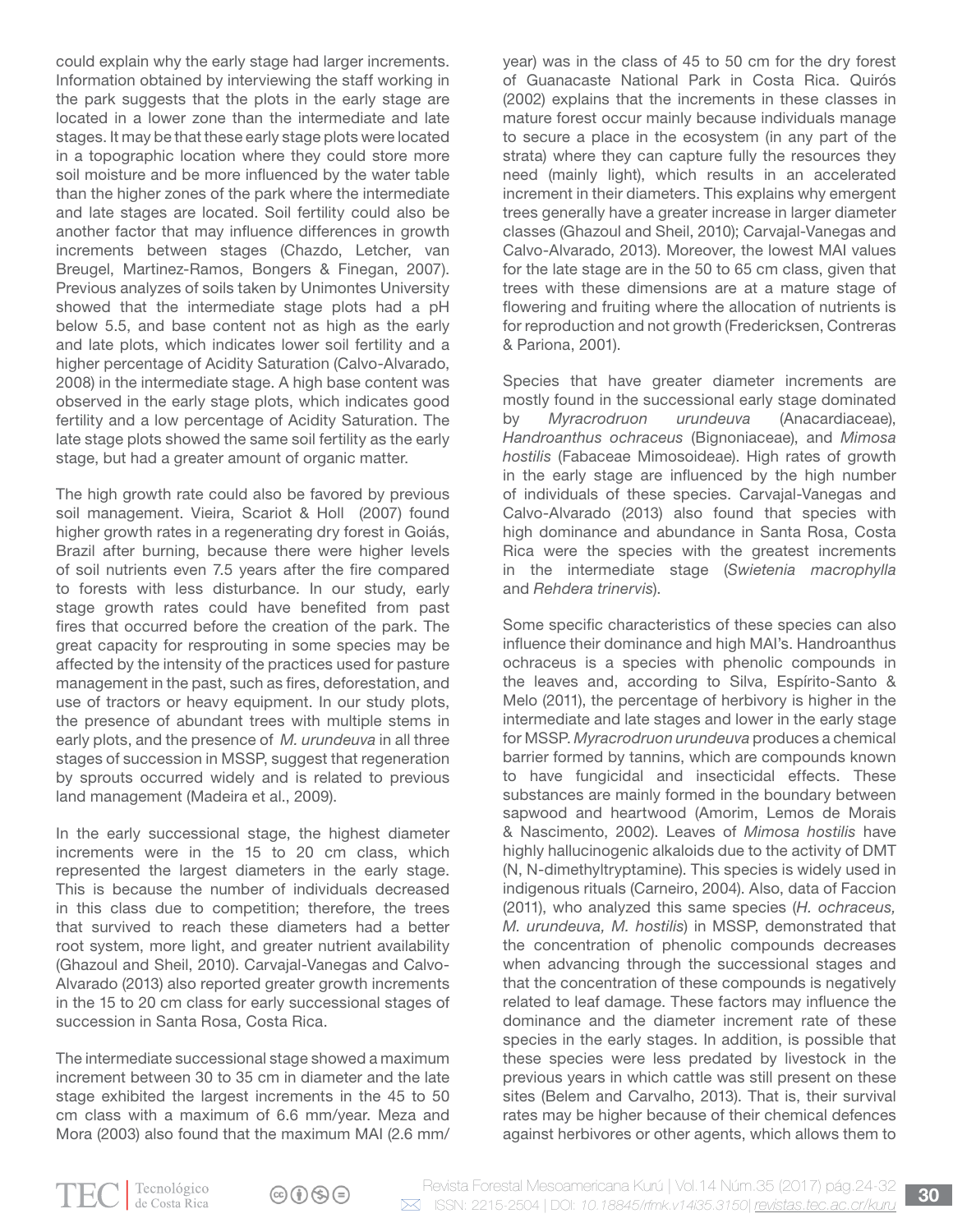could explain why the early stage had larger increments. Information obtained by interviewing the staff working in the park suggests that the plots in the early stage are located in a lower zone than the intermediate and late stages. It may be that these early stage plots were located in a topographic location where they could store more soil moisture and be more influenced by the water table than the higher zones of the park where the intermediate and late stages are located. Soil fertility could also be another factor that may influence differences in growth increments between stages (Chazdo, Letcher, van Breugel, Martinez-Ramos, Bongers & Finegan, 2007). Previous analyzes of soils taken by Unimontes University showed that the intermediate stage plots had a pH below 5.5, and base content not as high as the early and late plots, which indicates lower soil fertility and a higher percentage of Acidity Saturation (Calvo-Alvarado, 2008) in the intermediate stage. A high base content was observed in the early stage plots, which indicates good fertility and a low percentage of Acidity Saturation. The late stage plots showed the same soil fertility as the early stage, but had a greater amount of organic matter.

The high growth rate could also be favored by previous soil management. Vieira, Scariot & Holl (2007) found higher growth rates in a regenerating dry forest in Goiás, Brazil after burning, because there were higher levels of soil nutrients even 7.5 years after the fire compared to forests with less disturbance. In our study, early stage growth rates could have benefited from past fires that occurred before the creation of the park. The great capacity for resprouting in some species may be affected by the intensity of the practices used for pasture management in the past, such as fires, deforestation, and use of tractors or heavy equipment. In our study plots, the presence of abundant trees with multiple stems in early plots, and the presence of *M. urundeuva* in all three stages of succession in MSSP, suggest that regeneration by sprouts occurred widely and is related to previous land management (Madeira et al., 2009).

In the early successional stage, the highest diameter increments were in the 15 to 20 cm class, which represented the largest diameters in the early stage. This is because the number of individuals decreased in this class due to competition; therefore, the trees that survived to reach these diameters had a better root system, more light, and greater nutrient availability (Ghazoul and Sheil, 2010). Carvajal-Vanegas and Calvo-Alvarado (2013) also reported greater growth increments in the 15 to 20 cm class for early successional stages of succession in Santa Rosa, Costa Rica.

The intermediate successional stage showed a maximum increment between 30 to 35 cm in diameter and the late stage exhibited the largest increments in the 45 to 50 cm class with a maximum of 6.6 mm/year. Meza and Mora (2003) also found that the maximum MAI (2.6 mm/year) was in the class of 45 to 50 cm for the dry forest of Guanacaste National Park in Costa Rica. Quirós (2002) explains that the increments in these classes in mature forest occur mainly because individuals manage to secure a place in the ecosystem (in any part of the strata) where they can capture fully the resources they need (mainly light), which results in an accelerated increment in their diameters. This explains why emergent trees generally have a greater increase in larger diameter classes (Ghazoul and Sheil, 2010); Carvajal-Vanegas and Calvo-Alvarado, 2013). Moreover, the lowest MAI values for the late stage are in the 50 to 65 cm class, given that trees with these dimensions are at a mature stage of flowering and fruiting where the allocation of nutrients is for reproduction and not growth (Fredericksen, Contreras & Pariona, 2001).

Species that have greater diameter increments are mostly found in the successional early stage dominated by *Myracrodruon urundeuva* (Anacardiaceae), *Handroanthus ochraceus* (Bignoniaceae), and *Mimosa hostilis* (Fabaceae Mimosoideae). High rates of growth in the early stage are influenced by the high number of individuals of these species. Carvajal-Vanegas and Calvo-Alvarado (2013) also found that species with high dominance and abundance in Santa Rosa, Costa Rica were the species with the greatest increments in the intermediate stage (*Swietenia macrophylla* and *Rehdera trinervis*).

Some specific characteristics of these species can also influence their dominance and high MAI's. Handroanthus ochraceus is a species with phenolic compounds in the leaves and, according to Silva, Espírito-Santo & Melo (2011), the percentage of herbivory is higher in the intermediate and late stages and lower in the early stage for MSSP. *Myracrodruon urundeuva* produces a chemical barrier formed by tannins, which are compounds known to have fungicidal and insecticidal effects. These substances are mainly formed in the boundary between sapwood and heartwood (Amorim, Lemos de Morais & Nascimento, 2002). Leaves of *Mimosa hostilis* have highly hallucinogenic alkaloids due to the activity of DMT (N, N-dimethyltryptamine). This species is widely used in indigenous rituals (Carneiro, 2004). Also, data of Faccion (2011), who analyzed this same species (*H. ochraceus, M. urundeuva, M. hostilis*) in MSSP, demonstrated that the concentration of phenolic compounds decreases when advancing through the successional stages and that the concentration of these compounds is negatively related to leaf damage. These factors may influence the dominance and the diameter increment rate of these species in the early stages. In addition, is possible that these species were less predated by livestock in the previous years in which cattle was still present on these sites (Belem and Carvalho, 2013). That is, their survival rates may be higher because of their chemical defences against herbivores or other agents, which allows them to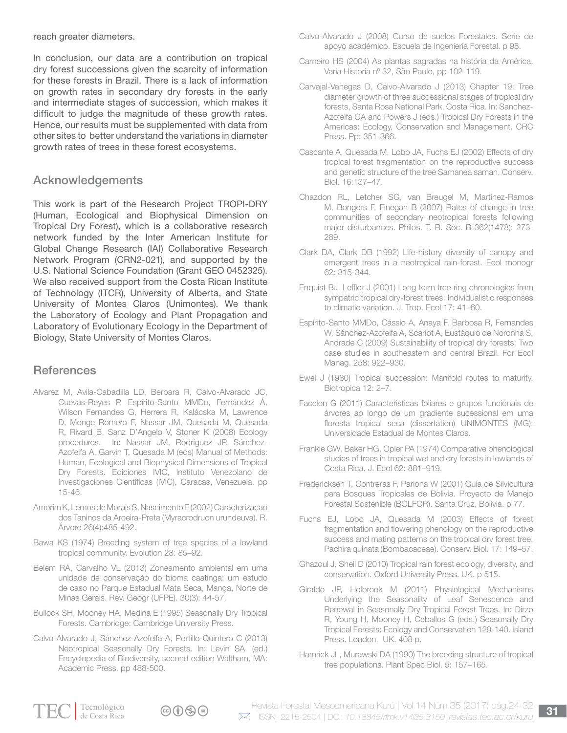reach greater diameters.

In conclusion, our data are a contribution on tropical dry forest successions given the scarcity of information for these forests in Brazil. There is a lack of information on growth rates in secondary dry forests in the early and intermediate stages of succession, which makes it difficult to judge the magnitude of these growth rates. Hence, our results must be supplemented with data from other sites to better understand the variations in diameter growth rates of trees in these forest ecosystems.

## Acknowledgements

This work is part of the Research Project TROPI-DRY (Human, Ecological and Biophysical Dimension on Tropical Dry Forest), which is a collaborative research network funded by the Inter American Institute for Global Change Research (IAI) Collaborative Research Network Program (CRN2-021), and supported by the U.S. National Science Foundation (Grant GEO 0452325). We also received support from the Costa Rican Institute of Technology (ITCR), University of Alberta, and State University of Montes Claros (Unimontes). We thank the Laboratory of Ecology and Plant Propagation and Laboratory of Evolutionary Ecology in the Department of Biology, State University of Montes Claros.

## References

Alvarez M, Avila-Cabadilla LD, Berbara R, Calvo-Alvarado JC, Cuevas-Reyes P, Espírito-Santo MMDo, Fernández Á, Wilson Fernandes G, Herrera R, Kalácska M, Lawrence D, Monge Romero F, Nassar JM, Quesada M, Quesada R, Rivard B, Sanz D'Angelo V, Stoner K (2008) Ecology procedures. In: Nassar JM, Rodríguez JP, Sánchez-Azofeifa A, Garvin T, Quesada M (eds) Manual of Methods: Human, Ecological and Biophysical Dimensions of Tropical Dry Forests. Ediciones IVIC, Instituto Venezolano de Investigaciones Científicas (IVIC), Caracas, Venezuela. pp 15-46.

Amorim K, Lemos de Morais S, Nascimento E (2002) Caracterizaçao dos Taninos da Aroeira-Preta (Myracrodruon urundeuva). R. Árvore 26(4):485-492.

Bawa KS (1974) Breeding system of tree species of a lowland tropical community. Evolution 28: 85–92.

Belem RA, Carvalho VL (2013) Zoneamento ambiental em uma unidade de conservação do bioma caatinga: um estudo de caso no Parque Estadual Mata Seca, Manga, Norte de Minas Gerais. Rev. Geogr (UFPE). 30(3): 44-57.

Bullock SH, Mooney HA, Medina E (1995) Seasonally Dry Tropical Forests. Cambridge: Cambridge University Press.

Calvo-Alvarado J, Sánchez-Azofeifa A, Portillo-Quintero C (2013) Neotropical Seasonally Dry Forests. In: Levin SA. (ed.) Encyclopedia of Biodiversity, second edition Waltham, MA: Academic Press. pp 488-500.

Calvo-Alvarado J (2008) Curso de suelos Forestales. Serie de apoyo académico. Escuela de Ingeniería Forestal. p 98.

Carneiro HS (2004) As plantas sagradas na história da América. Varia Historia nº 32, São Paulo, pp 102-119.

Carvajal-Vanegas D, Calvo-Alvarado J (2013) Chapter 19: Tree diameter growth of three successional stages of tropical dry forests, Santa Rosa National Park, Costa Rica. In: Sanchez-Azofeifa GA and Powers J (eds.) Tropical Dry Forests in the Americas: Ecology, Conservation and Management. CRC Press. Pp: 351-366.

Cascante A, Quesada M, Lobo JA, Fuchs EJ (2002) Effects of dry tropical forest fragmentation on the reproductive success and genetic structure of the tree Samanea saman. Conserv. Biol. 16:137–47.

Chazdon RL, Letcher SG, van Breugel M, Martinez-Ramos M, Bongers F, Finegan B (2007) Rates of change in tree communities of secondary neotropical forests following major disturbances. Philos. T. R. Soc. B 362(1478): 273-289.

Clark DA, Clark DB (1992) Life-history diversity of canopy and emergent trees in a neotropical rain-forest. Ecol monogr 62: 315-344.

Enquist BJ, Leffler J (2001) Long term tree ring chronologies from sympatric tropical dry-forest trees: Individualistic responses to climatic variation. J. Trop. Ecol 17: 41–60.

Espírito-Santo MMDo, Cássio A, Anaya F, Barbosa R, Fernandes W, Sánchez-Azofeifa A, Scariot A, Eustáquio de Noronha S, Andrade C (2009) Sustainability of tropical dry forests: Two case studies in southeastern and central Brazil. For Ecol Manag. 258: 922–930.

Ewel J (1980) Tropical succession: Manifold routes to maturity. Biotropica 12: 2–7.

Faccion G (2011) Caracteristicas foliares e grupos funcionais de árvores ao longo de um gradiente sucessional em uma floresta tropical seca (dissertation) UNIMONTES (MG): Universidade Estadual de Montes Claros.

Frankie GW, Baker HG, Opler PA (1974) Comparative phenological studies of trees in tropical wet and dry forests in lowlands of Costa Rica. J. Ecol 62: 881–919.

Fredericksen T, Contreras F, Pariona W (2001) Guía de Silvicultura para Bosques Tropicales de Bolivia. Proyecto de Manejo Forestal Sostenible (BOLFOR). Santa Cruz, Bolivia. p 77.

Fuchs EJ, Lobo JA, Quesada M (2003) Effects of forest fragmentation and flowering phenology on the reproductive success and mating patterns on the tropical dry forest tree, Pachira quinata (Bombacaceae). Conserv. Biol. 17: 149–57.

Ghazoul J, Sheil D (2010) Tropical rain forest ecology, diversity, and conservation. Oxford University Press. UK. p 515.

Giraldo JP, Holbrook M (2011) Physiological Mechanisms Underlying the Seasonality of Leaf Senescence and Renewal in Seasonally Dry Tropical Forest Trees. In: Dirzo R, Young H, Mooney H, Ceballos G (eds.) Seasonally Dry Tropical Forests: Ecology and Conservation 129-140. Island Press. London. UK. 408 p.

Hamrick JL, Murawski DA (1990) The breeding structure of tropical tree populations. Plant Spec Biol. 5: 157–165.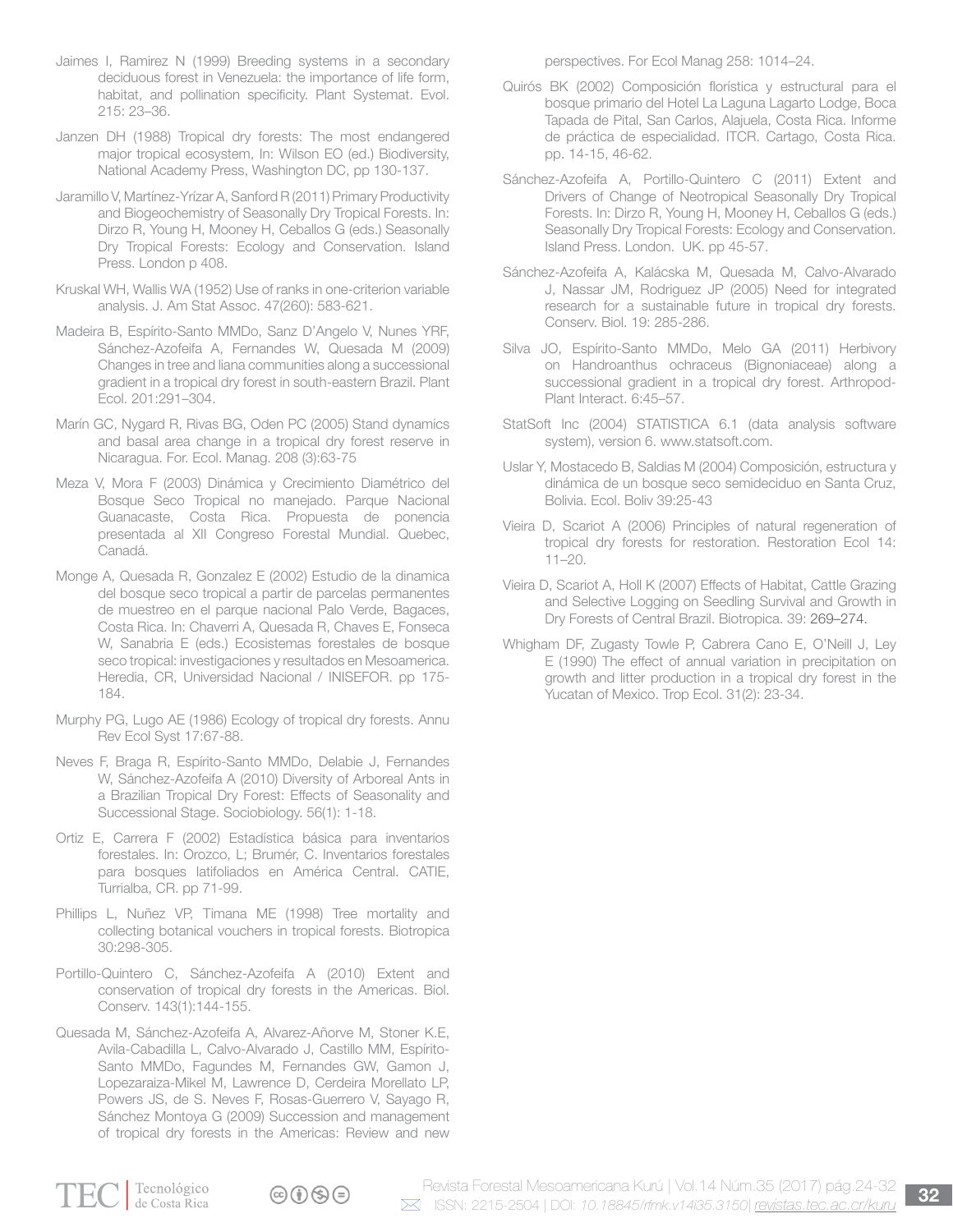Jaimes I, Ramirez N (1999) Breeding systems in a secondary deciduous forest in Venezuela: the importance of life form, habitat, and pollination specificity. Plant Systemat. Evol. 215: 23–36.

Janzen DH (1988) Tropical dry forests: The most endangered major tropical ecosystem, In: Wilson EO (ed.) Biodiversity, National Academy Press, Washington DC, pp 130-137.

Jaramillo V, Martínez-Yrízar A, Sanford R (2011) Primary Productivity and Biogeochemistry of Seasonally Dry Tropical Forests. In: Dirzo R, Young H, Mooney H, Ceballos G (eds.) Seasonally Dry Tropical Forests: Ecology and Conservation. Island Press. London p 408.

Kruskal WH, Wallis WA (1952) Use of ranks in one-criterion variable analysis. J. Am Stat Assoc. 47(260): 583-621.

Madeira B, Espírito-Santo MMDo, Sanz D'Angelo V, Nunes YRF, Sánchez-Azofeifa A, Fernandes W, Quesada M (2009) Changes in tree and liana communities along a successional gradient in a tropical dry forest in south-eastern Brazil. Plant Ecol. 201:291–304.

Marín GC, Nygard R, Rivas BG, Oden PC (2005) Stand dynamics and basal area change in a tropical dry forest reserve in Nicaragua. For. Ecol. Manag. 208 (3):63-75

Meza V, Mora F (2003) Dinámica y Crecimiento Diamétrico del Bosque Seco Tropical no manejado. Parque Nacional Guanacaste, Costa Rica. Propuesta de ponencia presentada al XII Congreso Forestal Mundial. Quebec, Canadá.

Monge A, Quesada R, Gonzalez E (2002) Estudio de la dinamica del bosque seco tropical a partir de parcelas permanentes de muestreo en el parque nacional Palo Verde, Bagaces, Costa Rica. In: Chaverri A, Quesada R, Chaves E, Fonseca W, Sanabria E (eds.) Ecosistemas forestales de bosque seco tropical: investigaciones y resultados en Mesoamerica. Heredia, CR, Universidad Nacional / INISEFOR. pp. 175-184.

Murphy PG, Lugo AE (1986) Ecology of tropical dry forests. Annu Rev Ecol Syst 17:67-88.

Neves F, Braga R, Espírito-Santo MMDo, Delabie J, Fernandes W, Sánchez-Azofeifa A (2010) Diversity of Arboreal Ants in a Brazilian Tropical Dry Forest: Effects of Seasonality and Successional Stage. Sociobiology. 56(1): 1-18.

Ortiz E, Carrera F (2002) Estadística básica para inventarios forestales. In: Orozco, L; Brumér, C. Inventarios forestales para bosques latifoliados en América Central. CATIE, Turrialba, CR. pp 71-99.

Phillips L, Nuñez VP, Timana ME (1998) Tree mortality and collecting botanical vouchers in tropical forests. Biotropica 30:298-305.

Portillo-Quintero C, Sánchez-Azofeifa A (2010) Extent and conservation of tropical dry forests in the Americas. Biol. Conserv. 143(1):144-155.

Quesada M, Sánchez-Azofeifa A, Alvarez-Añorve M, Stoner K.E, Avila-Cabadilla L, Calvo-Alvarado J, Castillo MM, Espírito-Santo MMDo, Fagundes M, Fernandes GW, Gamon J, Lopezaraiza-Mikel M, Lawrence D, Cerdeira Morellato LP, Powers JS, de S. Neves F, Rosas-Guerrero V, Sayago R, Sánchez Montoya G (2009) Succession and management of tropical dry forests in the Americas: Review and new perspectives. For Ecol Manag 258: 1014–24.

Quirós BK (2002) Composición florística y estructural para el bosque primario del Hotel La Laguna Lagarto Lodge, Boca Tapada de Pital, San Carlos, Alajuela, Costa Rica. Informe de práctica de especialidad. ITCR. Cartago, Costa Rica. pp. 14-15, 46-62.

Sánchez-Azofeifa A, Portillo-Quintero C (2011) Extent and Drivers of Change of Neotropical Seasonally Dry Tropical Forests. In: Dirzo R, Young H, Mooney H, Ceballos G (eds.) Seasonally Dry Tropical Forests: Ecology and Conservation. Island Press. London. UK. pp 45-57.

Sánchez-Azofeifa A, Kalácska M, Quesada M, Calvo-Alvarado J, Nassar JM, Rodriguez JP (2005) Need for integrated research for a sustainable future in tropical dry forests. Conserv. Biol. 19: 285-286.

Silva JO, Espírito-Santo MMDo, Melo GA (2011) Herbivory on Handroanthus ochraceus (Bignoniaceae) along a successional gradient in a tropical dry forest. Arthropod-Plant Interact. 6:45–57.

StatSoft Inc (2004) STATISTICA 6.1 (data analysis software system), version 6. www.statsoft.com.

Uslar Y, Mostacedo B, Saldias M (2004) Composición, estructura y dinámica de un bosque seco semideciduo en Santa Cruz, Bolivia. Ecol. Boliv 39:25-43

Vieira D, Scariot A (2006) Principles of natural regeneration of tropical dry forests for restoration. Restoration Ecol 14: 11–20.

Vieira D, Scariot A, Holl K (2007) Effects of Habitat, Cattle Grazing and Selective Logging on Seedling Survival and Growth in Dry Forests of Central Brazil. Biotropica. 39: 269–274.

Whigham DF, Zugasty Towle P, Cabrera Cano E, O'Neill J, Ley E (1990) The effect of annual variation in precipitation on growth and litter production in a tropical dry forest in the Yucatan of Mexico. Trop Ecol. 31(2): 23-34.